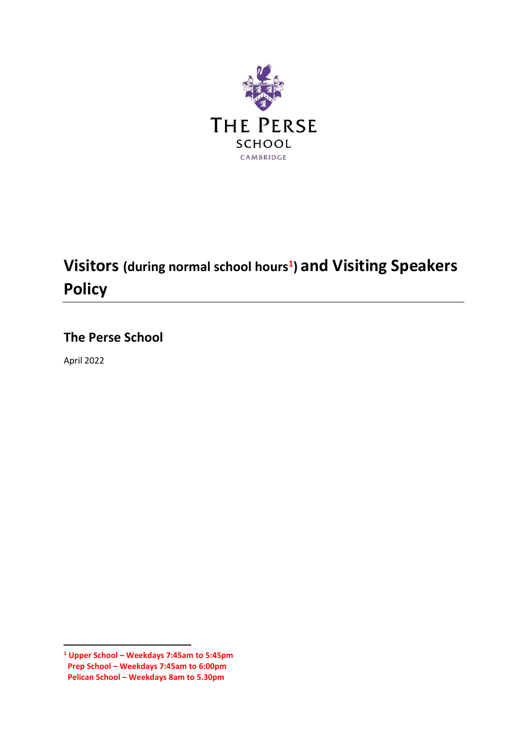THE PERSE
SCHOOL
CAMBRIDGE

# Visitors (during normal school hours[1]) and Visiting Speakers Policy

## The Perse School

April 2022

---

[1] **Upper School – Weekdays 7:45am to 5:45pm**
**Prep School – Weekdays 7:45am to 6:00pm**
**Pelican School – Weekdays 8am to 5.30pm**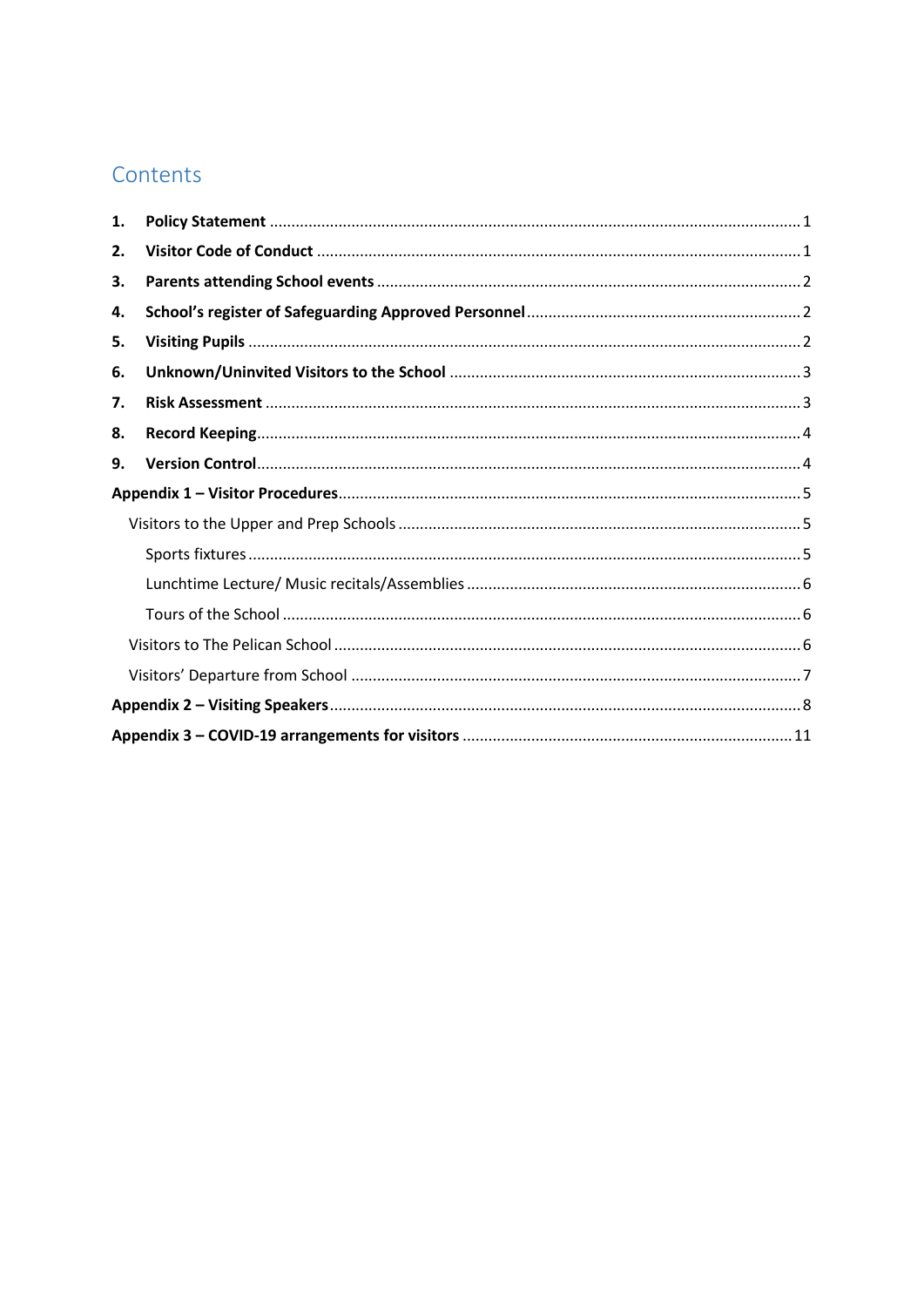# Contents

1. **Policy Statement** ........................................................................................................ 1
2. **Visitor Code of Conduct** .............................................................................................. 1
3. **Parents attending School events** .................................................................................. 2
4. **School's register of Safeguarding Approved Personnel** ............................................... 2
5. **Visiting Pupils** ............................................................................................................. 2
6. **Unknown/Uninvited Visitors to the School** ................................................................. 3
7. **Risk Assessment** ......................................................................................................... 3
8. **Record Keeping**............................................................................................................ 4
9. **Version Control**............................................................................................................ 4

**Appendix 1 – Visitor Procedures**.......................................................................................... 5

- Visitors to the Upper and Prep Schools ............................................................................ 5
  - Sports fixtures ............................................................................................................... 5
  - Lunchtime Lecture/ Music recitals/Assemblies ............................................................ 6
  - Tours of the School ....................................................................................................... 6
- Visitors to The Pelican School ........................................................................................... 6
- Visitors' Departure from School ........................................................................................ 7

**Appendix 2 – Visiting Speakers**............................................................................................ 8

**Appendix 3 – COVID-19 arrangements for visitors** ............................................................ 11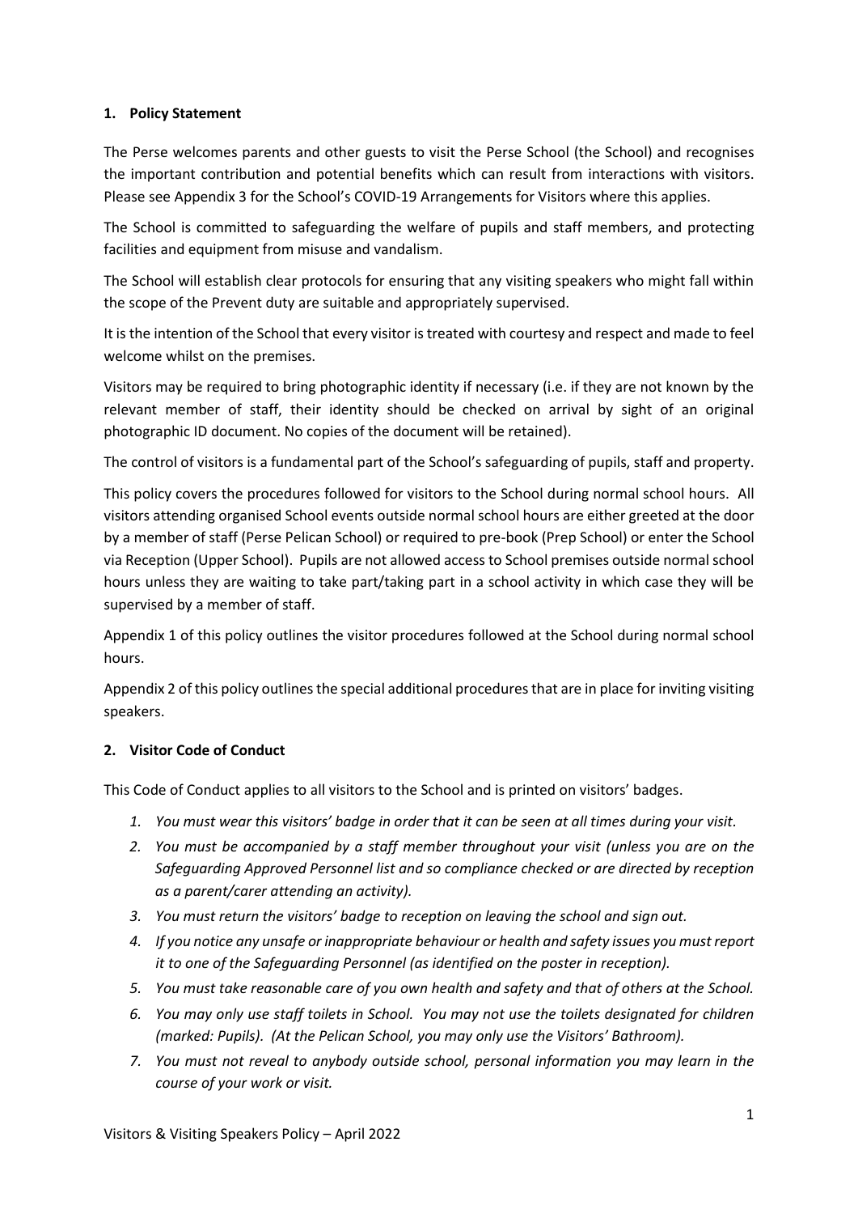## 1. Policy Statement

The Perse welcomes parents and other guests to visit the Perse School (the School) and recognises the important contribution and potential benefits which can result from interactions with visitors. Please see Appendix 3 for the School's COVID-19 Arrangements for Visitors where this applies.

The School is committed to safeguarding the welfare of pupils and staff members, and protecting facilities and equipment from misuse and vandalism.

The School will establish clear protocols for ensuring that any visiting speakers who might fall within the scope of the Prevent duty are suitable and appropriately supervised.

It is the intention of the School that every visitor is treated with courtesy and respect and made to feel welcome whilst on the premises.

Visitors may be required to bring photographic identity if necessary (i.e. if they are not known by the relevant member of staff, their identity should be checked on arrival by sight of an original photographic ID document. No copies of the document will be retained).

The control of visitors is a fundamental part of the School's safeguarding of pupils, staff and property.

This policy covers the procedures followed for visitors to the School during normal school hours. All visitors attending organised School events outside normal school hours are either greeted at the door by a member of staff (Perse Pelican School) or required to pre-book (Prep School) or enter the School via Reception (Upper School). Pupils are not allowed access to School premises outside normal school hours unless they are waiting to take part/taking part in a school activity in which case they will be supervised by a member of staff.

Appendix 1 of this policy outlines the visitor procedures followed at the School during normal school hours.

Appendix 2 of this policy outlines the special additional procedures that are in place for inviting visiting speakers.

## 2. Visitor Code of Conduct

This Code of Conduct applies to all visitors to the School and is printed on visitors' badges.

1. *You must wear this visitors' badge in order that it can be seen at all times during your visit.*
2. *You must be accompanied by a staff member throughout your visit (unless you are on the Safeguarding Approved Personnel list and so compliance checked or are directed by reception as a parent/carer attending an activity).*
3. *You must return the visitors' badge to reception on leaving the school and sign out.*
4. *If you notice any unsafe or inappropriate behaviour or health and safety issues you must report it to one of the Safeguarding Personnel (as identified on the poster in reception).*
5. *You must take reasonable care of you own health and safety and that of others at the School.*
6. *You may only use staff toilets in School. You may not use the toilets designated for children (marked: Pupils). (At the Pelican School, you may only use the Visitors' Bathroom).*
7. *You must not reveal to anybody outside school, personal information you may learn in the course of your work or visit.*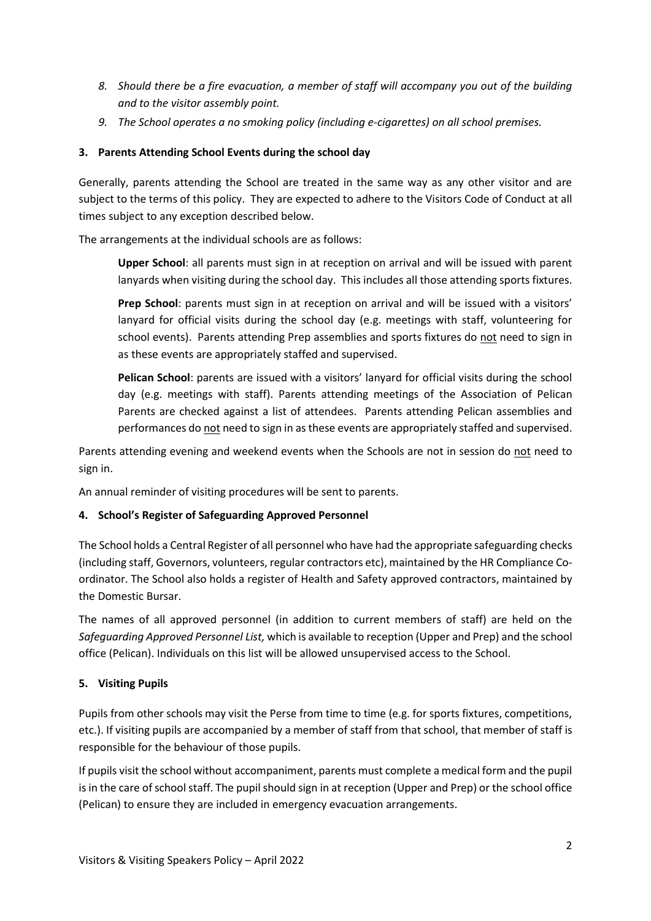8. *Should there be a fire evacuation, a member of staff will accompany you out of the building and to the visitor assembly point.*
9. *The School operates a no smoking policy (including e-cigarettes) on all school premises.*

## 3. Parents Attending School Events during the school day

Generally, parents attending the School are treated in the same way as any other visitor and are subject to the terms of this policy. They are expected to adhere to the Visitors Code of Conduct at all times subject to any exception described below.

The arrangements at the individual schools are as follows:

> **Upper School**: all parents must sign in at reception on arrival and will be issued with parent lanyards when visiting during the school day. This includes all those attending sports fixtures.
>
> **Prep School**: parents must sign in at reception on arrival and will be issued with a visitors' lanyard for official visits during the school day (e.g. meetings with staff, volunteering for school events). Parents attending Prep assemblies and sports fixtures do not need to sign in as these events are appropriately staffed and supervised.
>
> **Pelican School**: parents are issued with a visitors' lanyard for official visits during the school day (e.g. meetings with staff). Parents attending meetings of the Association of Pelican Parents are checked against a list of attendees. Parents attending Pelican assemblies and performances do not need to sign in as these events are appropriately staffed and supervised.

Parents attending evening and weekend events when the Schools are not in session do not need to sign in.

An annual reminder of visiting procedures will be sent to parents.

## 4. School's Register of Safeguarding Approved Personnel

The School holds a Central Register of all personnel who have had the appropriate safeguarding checks (including staff, Governors, volunteers, regular contractors etc), maintained by the HR Compliance Co-ordinator. The School also holds a register of Health and Safety approved contractors, maintained by the Domestic Bursar.

The names of all approved personnel (in addition to current members of staff) are held on the *Safeguarding Approved Personnel List,* which is available to reception (Upper and Prep) and the school office (Pelican). Individuals on this list will be allowed unsupervised access to the School.

## 5. Visiting Pupils

Pupils from other schools may visit the Perse from time to time (e.g. for sports fixtures, competitions, etc.). If visiting pupils are accompanied by a member of staff from that school, that member of staff is responsible for the behaviour of those pupils.

If pupils visit the school without accompaniment, parents must complete a medical form and the pupil is in the care of school staff. The pupil should sign in at reception (Upper and Prep) or the school office (Pelican) to ensure they are included in emergency evacuation arrangements.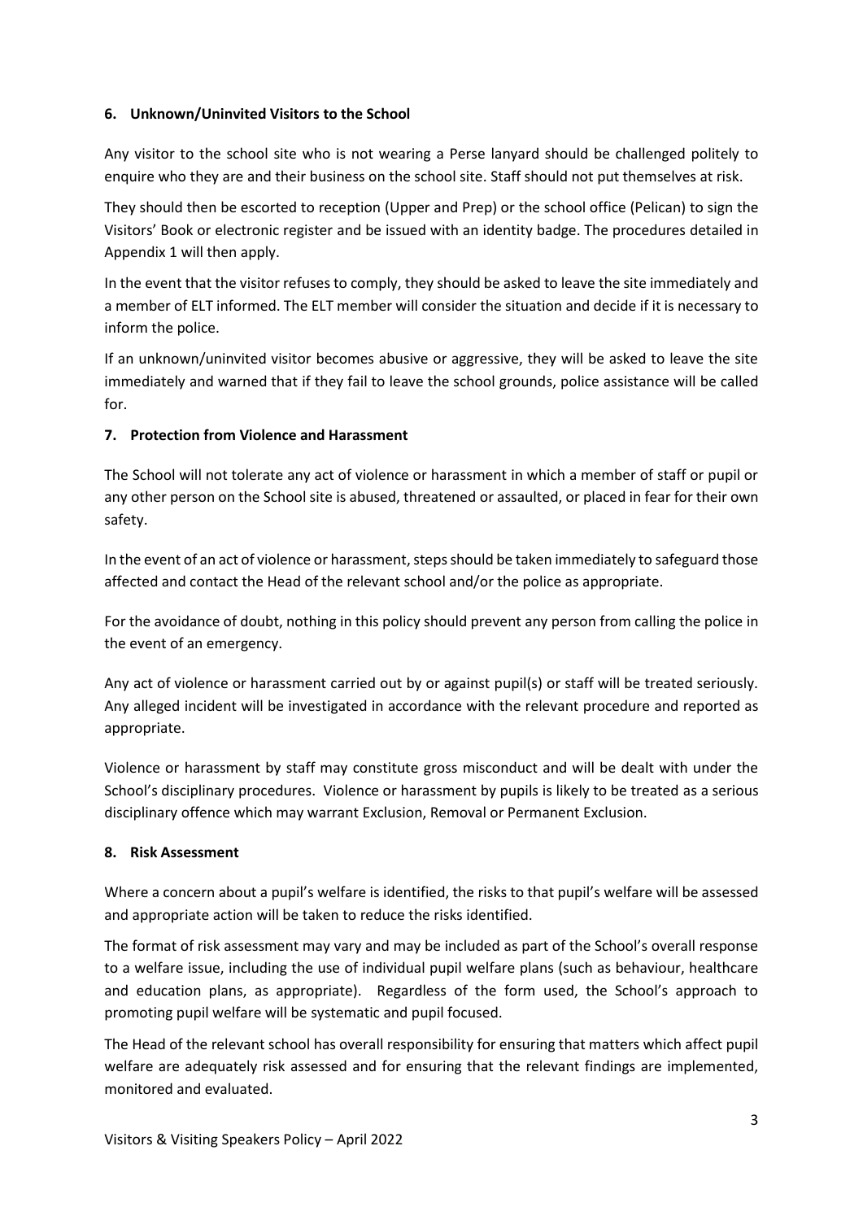### 6. Unknown/Uninvited Visitors to the School

Any visitor to the school site who is not wearing a Perse lanyard should be challenged politely to enquire who they are and their business on the school site. Staff should not put themselves at risk.

They should then be escorted to reception (Upper and Prep) or the school office (Pelican) to sign the Visitors' Book or electronic register and be issued with an identity badge. The procedures detailed in Appendix 1 will then apply.

In the event that the visitor refuses to comply, they should be asked to leave the site immediately and a member of ELT informed. The ELT member will consider the situation and decide if it is necessary to inform the police.

If an unknown/uninvited visitor becomes abusive or aggressive, they will be asked to leave the site immediately and warned that if they fail to leave the school grounds, police assistance will be called for.

### 7. Protection from Violence and Harassment

The School will not tolerate any act of violence or harassment in which a member of staff or pupil or any other person on the School site is abused, threatened or assaulted, or placed in fear for their own safety.

In the event of an act of violence or harassment, steps should be taken immediately to safeguard those affected and contact the Head of the relevant school and/or the police as appropriate.

For the avoidance of doubt, nothing in this policy should prevent any person from calling the police in the event of an emergency.

Any act of violence or harassment carried out by or against pupil(s) or staff will be treated seriously. Any alleged incident will be investigated in accordance with the relevant procedure and reported as appropriate.

Violence or harassment by staff may constitute gross misconduct and will be dealt with under the School's disciplinary procedures. Violence or harassment by pupils is likely to be treated as a serious disciplinary offence which may warrant Exclusion, Removal or Permanent Exclusion.

### 8. Risk Assessment

Where a concern about a pupil's welfare is identified, the risks to that pupil's welfare will be assessed and appropriate action will be taken to reduce the risks identified.

The format of risk assessment may vary and may be included as part of the School's overall response to a welfare issue, including the use of individual pupil welfare plans (such as behaviour, healthcare and education plans, as appropriate). Regardless of the form used, the School's approach to promoting pupil welfare will be systematic and pupil focused.

The Head of the relevant school has overall responsibility for ensuring that matters which affect pupil welfare are adequately risk assessed and for ensuring that the relevant findings are implemented, monitored and evaluated.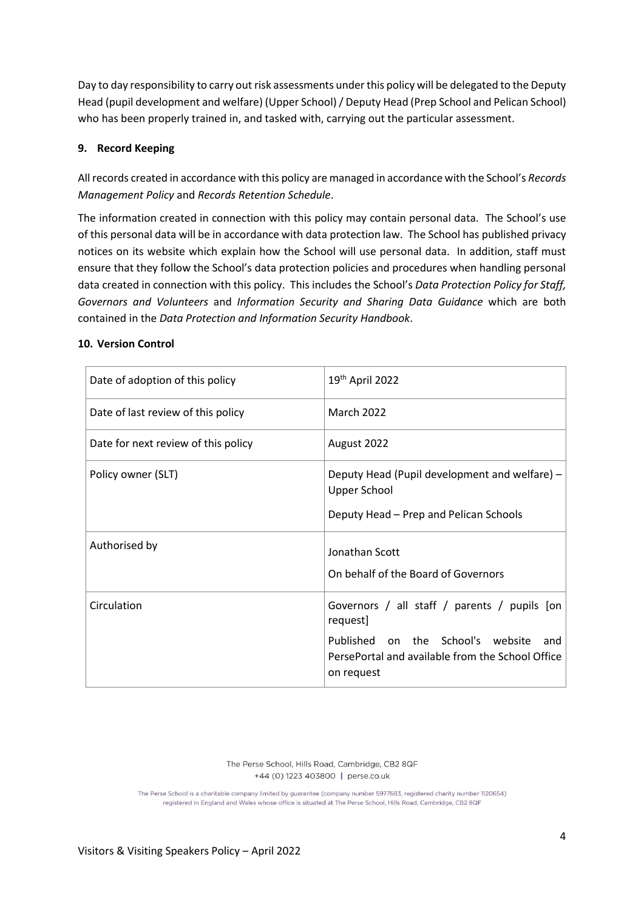Day to day responsibility to carry out risk assessments under this policy will be delegated to the Deputy Head (pupil development and welfare) (Upper School) / Deputy Head (Prep School and Pelican School) who has been properly trained in, and tasked with, carrying out the particular assessment.

## 9. Record Keeping

All records created in accordance with this policy are managed in accordance with the School's *Records Management Policy* and *Records Retention Schedule*.

The information created in connection with this policy may contain personal data. The School's use of this personal data will be in accordance with data protection law. The School has published privacy notices on its website which explain how the School will use personal data. In addition, staff must ensure that they follow the School's data protection policies and procedures when handling personal data created in connection with this policy. This includes the School's *Data Protection Policy for Staff, Governors and Volunteers* and *Information Security and Sharing Data Guidance* which are both contained in the *Data Protection and Information Security Handbook*.

## 10. Version Control

| | |
|---|---|
| Date of adoption of this policy | 19th April 2022 |
| Date of last review of this policy | March 2022 |
| Date for next review of this policy | August 2022 |
| Policy owner (SLT) | Deputy Head (Pupil development and welfare) – Upper School<br><br>Deputy Head – Prep and Pelican Schools |
| Authorised by | Jonathan Scott<br><br>On behalf of the Board of Governors |
| Circulation | Governors / all staff / parents / pupils [on request]<br><br>Published on the School's website and PersePortal and available from the School Office on request |

The Perse School, Hills Road, Cambridge, CB2 8QF
+44 (0) 1223 403800 | perse.co.uk

The Perse School is a charitable company limited by guarantee (company number 5977683, registered charity number 1120654) registered in England and Wales whose office is situated at The Perse School, Hills Road, Cambridge, CB2 8QF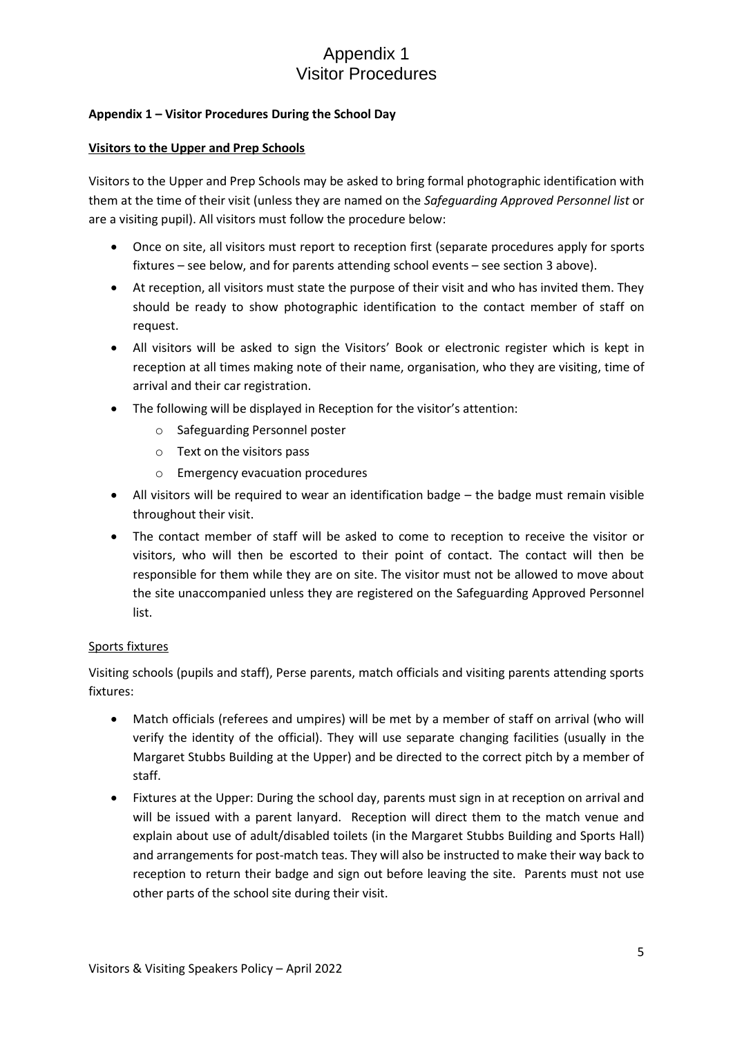# Appendix 1
# Visitor Procedures

**Appendix 1 – Visitor Procedures During the School Day**

**Visitors to the Upper and Prep Schools**

Visitors to the Upper and Prep Schools may be asked to bring formal photographic identification with them at the time of their visit (unless they are named on the *Safeguarding Approved Personnel list* or are a visiting pupil). All visitors must follow the procedure below:

- Once on site, all visitors must report to reception first (separate procedures apply for sports fixtures – see below, and for parents attending school events – see section 3 above).
- At reception, all visitors must state the purpose of their visit and who has invited them. They should be ready to show photographic identification to the contact member of staff on request.
- All visitors will be asked to sign the Visitors' Book or electronic register which is kept in reception at all times making note of their name, organisation, who they are visiting, time of arrival and their car registration.
- The following will be displayed in Reception for the visitor's attention:
    - Safeguarding Personnel poster
    - Text on the visitors pass
    - Emergency evacuation procedures
- All visitors will be required to wear an identification badge – the badge must remain visible throughout their visit.
- The contact member of staff will be asked to come to reception to receive the visitor or visitors, who will then be escorted to their point of contact. The contact will then be responsible for them while they are on site. The visitor must not be allowed to move about the site unaccompanied unless they are registered on the Safeguarding Approved Personnel list.

Sports fixtures

Visiting schools (pupils and staff), Perse parents, match officials and visiting parents attending sports fixtures:

- Match officials (referees and umpires) will be met by a member of staff on arrival (who will verify the identity of the official). They will use separate changing facilities (usually in the Margaret Stubbs Building at the Upper) and be directed to the correct pitch by a member of staff.
- Fixtures at the Upper: During the school day, parents must sign in at reception on arrival and will be issued with a parent lanyard. Reception will direct them to the match venue and explain about use of adult/disabled toilets (in the Margaret Stubbs Building and Sports Hall) and arrangements for post-match teas. They will also be instructed to make their way back to reception to return their badge and sign out before leaving the site. Parents must not use other parts of the school site during their visit.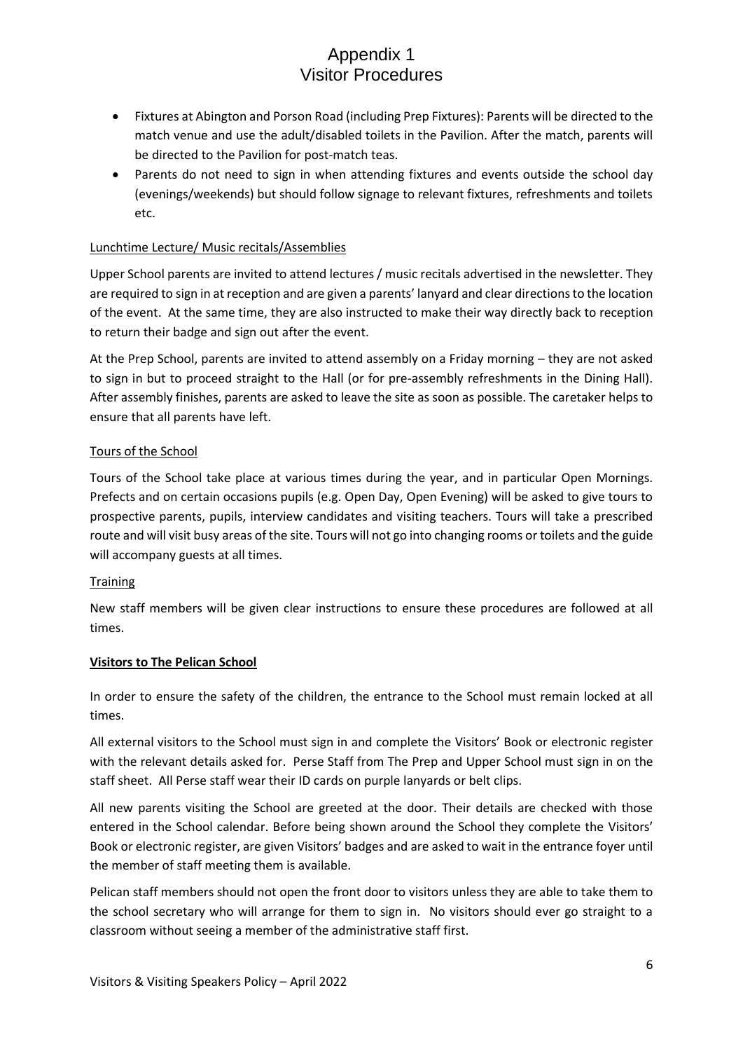# Appendix 1
# Visitor Procedures

- Fixtures at Abington and Porson Road (including Prep Fixtures): Parents will be directed to the match venue and use the adult/disabled toilets in the Pavilion. After the match, parents will be directed to the Pavilion for post-match teas.
- Parents do not need to sign in when attending fixtures and events outside the school day (evenings/weekends) but should follow signage to relevant fixtures, refreshments and toilets etc.

Lunchtime Lecture/ Music recitals/Assemblies

Upper School parents are invited to attend lectures / music recitals advertised in the newsletter. They are required to sign in at reception and are given a parents' lanyard and clear directions to the location of the event. At the same time, they are also instructed to make their way directly back to reception to return their badge and sign out after the event.

At the Prep School, parents are invited to attend assembly on a Friday morning – they are not asked to sign in but to proceed straight to the Hall (or for pre-assembly refreshments in the Dining Hall). After assembly finishes, parents are asked to leave the site as soon as possible. The caretaker helps to ensure that all parents have left.

Tours of the School

Tours of the School take place at various times during the year, and in particular Open Mornings. Prefects and on certain occasions pupils (e.g. Open Day, Open Evening) will be asked to give tours to prospective parents, pupils, interview candidates and visiting teachers. Tours will take a prescribed route and will visit busy areas of the site. Tours will not go into changing rooms or toilets and the guide will accompany guests at all times.

Training

New staff members will be given clear instructions to ensure these procedures are followed at all times.

**Visitors to The Pelican School**

In order to ensure the safety of the children, the entrance to the School must remain locked at all times.

All external visitors to the School must sign in and complete the Visitors' Book or electronic register with the relevant details asked for. Perse Staff from The Prep and Upper School must sign in on the staff sheet. All Perse staff wear their ID cards on purple lanyards or belt clips.

All new parents visiting the School are greeted at the door. Their details are checked with those entered in the School calendar. Before being shown around the School they complete the Visitors' Book or electronic register, are given Visitors' badges and are asked to wait in the entrance foyer until the member of staff meeting them is available.

Pelican staff members should not open the front door to visitors unless they are able to take them to the school secretary who will arrange for them to sign in. No visitors should ever go straight to a classroom without seeing a member of the administrative staff first.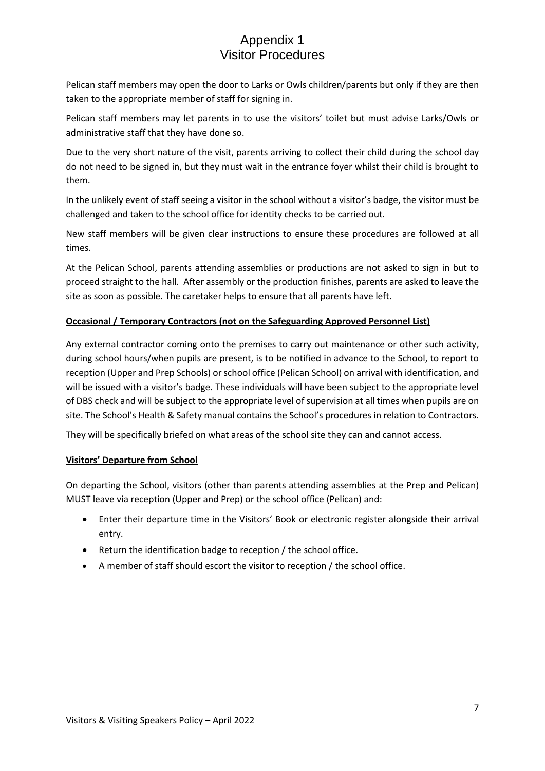# Appendix 1
# Visitor Procedures

Pelican staff members may open the door to Larks or Owls children/parents but only if they are then taken to the appropriate member of staff for signing in.

Pelican staff members may let parents in to use the visitors' toilet but must advise Larks/Owls or administrative staff that they have done so.

Due to the very short nature of the visit, parents arriving to collect their child during the school day do not need to be signed in, but they must wait in the entrance foyer whilst their child is brought to them.

In the unlikely event of staff seeing a visitor in the school without a visitor's badge, the visitor must be challenged and taken to the school office for identity checks to be carried out.

New staff members will be given clear instructions to ensure these procedures are followed at all times.

At the Pelican School, parents attending assemblies or productions are not asked to sign in but to proceed straight to the hall. After assembly or the production finishes, parents are asked to leave the site as soon as possible. The caretaker helps to ensure that all parents have left.

**Occasional / Temporary Contractors (not on the Safeguarding Approved Personnel List)**

Any external contractor coming onto the premises to carry out maintenance or other such activity, during school hours/when pupils are present, is to be notified in advance to the School, to report to reception (Upper and Prep Schools) or school office (Pelican School) on arrival with identification, and will be issued with a visitor's badge. These individuals will have been subject to the appropriate level of DBS check and will be subject to the appropriate level of supervision at all times when pupils are on site. The School's Health & Safety manual contains the School's procedures in relation to Contractors.

They will be specifically briefed on what areas of the school site they can and cannot access.

**Visitors' Departure from School**

On departing the School, visitors (other than parents attending assemblies at the Prep and Pelican) MUST leave via reception (Upper and Prep) or the school office (Pelican) and:

- Enter their departure time in the Visitors' Book or electronic register alongside their arrival entry.
- Return the identification badge to reception / the school office.
- A member of staff should escort the visitor to reception / the school office.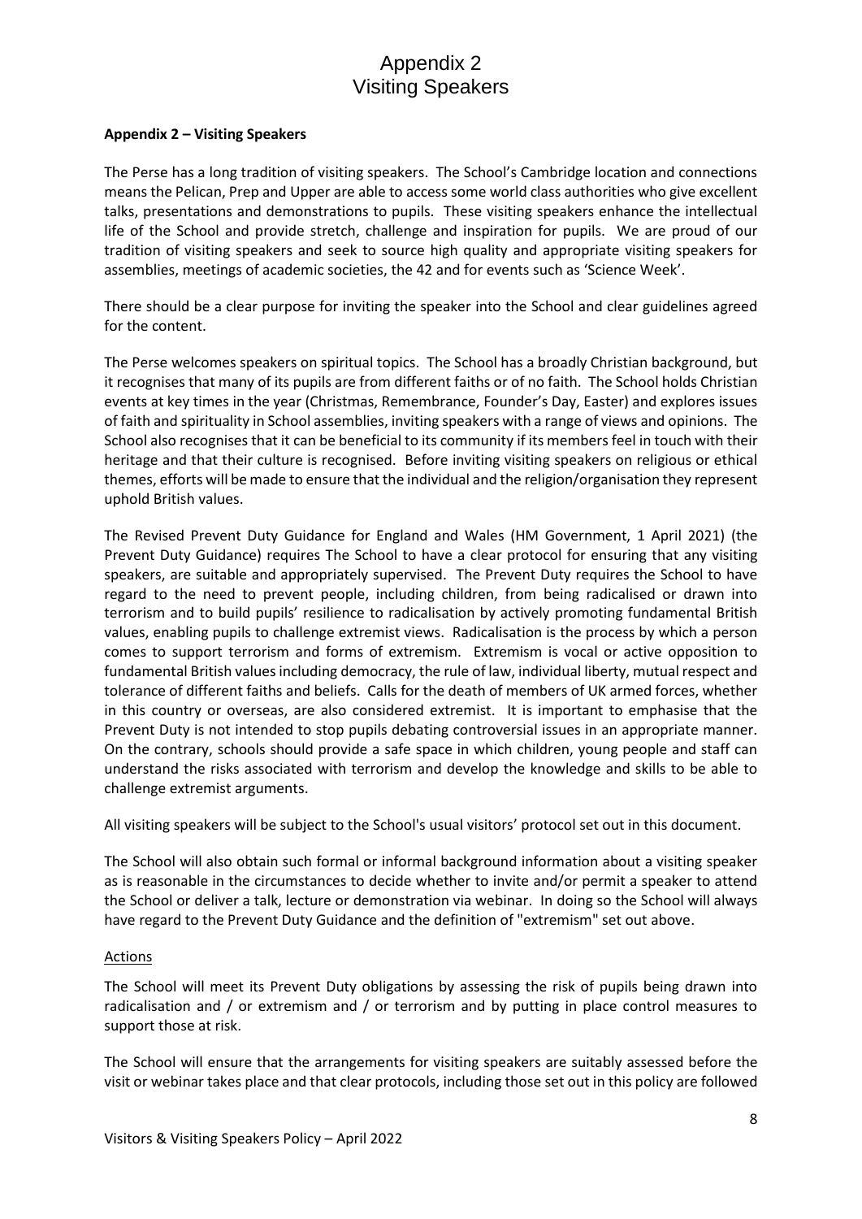# Appendix 2
# Visiting Speakers

**Appendix 2 – Visiting Speakers**

The Perse has a long tradition of visiting speakers. The School's Cambridge location and connections means the Pelican, Prep and Upper are able to access some world class authorities who give excellent talks, presentations and demonstrations to pupils. These visiting speakers enhance the intellectual life of the School and provide stretch, challenge and inspiration for pupils. We are proud of our tradition of visiting speakers and seek to source high quality and appropriate visiting speakers for assemblies, meetings of academic societies, the 42 and for events such as 'Science Week'.

There should be a clear purpose for inviting the speaker into the School and clear guidelines agreed for the content.

The Perse welcomes speakers on spiritual topics. The School has a broadly Christian background, but it recognises that many of its pupils are from different faiths or of no faith. The School holds Christian events at key times in the year (Christmas, Remembrance, Founder's Day, Easter) and explores issues of faith and spirituality in School assemblies, inviting speakers with a range of views and opinions. The School also recognises that it can be beneficial to its community if its members feel in touch with their heritage and that their culture is recognised. Before inviting visiting speakers on religious or ethical themes, efforts will be made to ensure that the individual and the religion/organisation they represent uphold British values.

The Revised Prevent Duty Guidance for England and Wales (HM Government, 1 April 2021) (the Prevent Duty Guidance) requires The School to have a clear protocol for ensuring that any visiting speakers, are suitable and appropriately supervised. The Prevent Duty requires the School to have regard to the need to prevent people, including children, from being radicalised or drawn into terrorism and to build pupils' resilience to radicalisation by actively promoting fundamental British values, enabling pupils to challenge extremist views. Radicalisation is the process by which a person comes to support terrorism and forms of extremism. Extremism is vocal or active opposition to fundamental British values including democracy, the rule of law, individual liberty, mutual respect and tolerance of different faiths and beliefs. Calls for the death of members of UK armed forces, whether in this country or overseas, are also considered extremist. It is important to emphasise that the Prevent Duty is not intended to stop pupils debating controversial issues in an appropriate manner. On the contrary, schools should provide a safe space in which children, young people and staff can understand the risks associated with terrorism and develop the knowledge and skills to be able to challenge extremist arguments.

All visiting speakers will be subject to the School's usual visitors' protocol set out in this document.

The School will also obtain such formal or informal background information about a visiting speaker as is reasonable in the circumstances to decide whether to invite and/or permit a speaker to attend the School or deliver a talk, lecture or demonstration via webinar. In doing so the School will always have regard to the Prevent Duty Guidance and the definition of "extremism" set out above.

Actions

The School will meet its Prevent Duty obligations by assessing the risk of pupils being drawn into radicalisation and / or extremism and / or terrorism and by putting in place control measures to support those at risk.

The School will ensure that the arrangements for visiting speakers are suitably assessed before the visit or webinar takes place and that clear protocols, including those set out in this policy are followed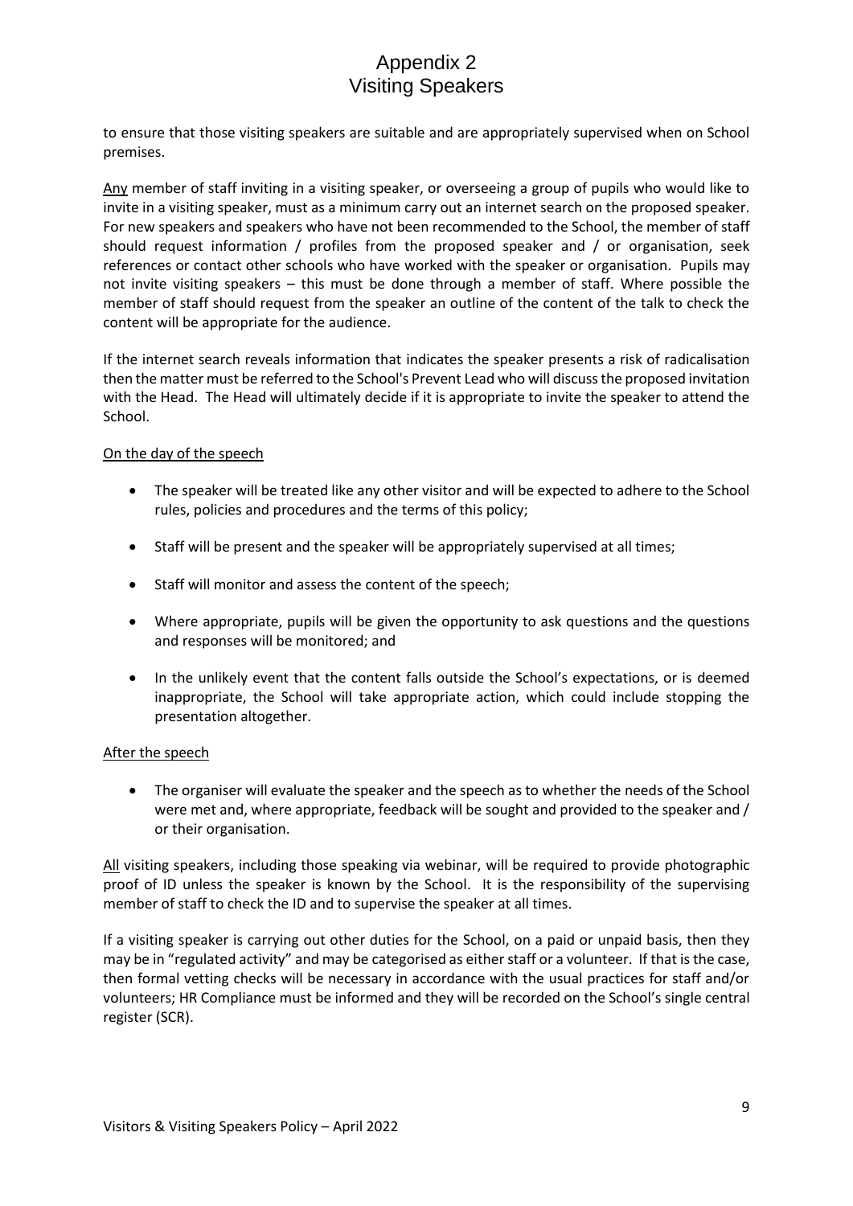# Appendix 2
# Visiting Speakers

to ensure that those visiting speakers are suitable and are appropriately supervised when on School premises.

Any member of staff inviting in a visiting speaker, or overseeing a group of pupils who would like to invite in a visiting speaker, must as a minimum carry out an internet search on the proposed speaker. For new speakers and speakers who have not been recommended to the School, the member of staff should request information / profiles from the proposed speaker and / or organisation, seek references or contact other schools who have worked with the speaker or organisation. Pupils may not invite visiting speakers – this must be done through a member of staff. Where possible the member of staff should request from the speaker an outline of the content of the talk to check the content will be appropriate for the audience.

If the internet search reveals information that indicates the speaker presents a risk of radicalisation then the matter must be referred to the School's Prevent Lead who will discuss the proposed invitation with the Head. The Head will ultimately decide if it is appropriate to invite the speaker to attend the School.

On the day of the speech

- The speaker will be treated like any other visitor and will be expected to adhere to the School rules, policies and procedures and the terms of this policy;
- Staff will be present and the speaker will be appropriately supervised at all times;
- Staff will monitor and assess the content of the speech;
- Where appropriate, pupils will be given the opportunity to ask questions and the questions and responses will be monitored; and
- In the unlikely event that the content falls outside the School's expectations, or is deemed inappropriate, the School will take appropriate action, which could include stopping the presentation altogether.

After the speech

- The organiser will evaluate the speaker and the speech as to whether the needs of the School were met and, where appropriate, feedback will be sought and provided to the speaker and / or their organisation.

All visiting speakers, including those speaking via webinar, will be required to provide photographic proof of ID unless the speaker is known by the School. It is the responsibility of the supervising member of staff to check the ID and to supervise the speaker at all times.

If a visiting speaker is carrying out other duties for the School, on a paid or unpaid basis, then they may be in "regulated activity" and may be categorised as either staff or a volunteer. If that is the case, then formal vetting checks will be necessary in accordance with the usual practices for staff and/or volunteers; HR Compliance must be informed and they will be recorded on the School's single central register (SCR).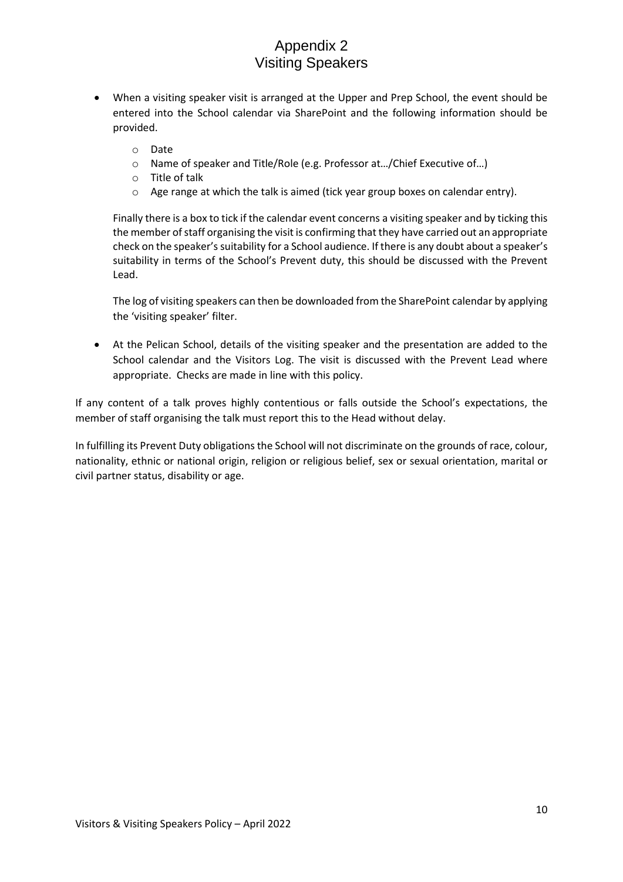# Appendix 2
# Visiting Speakers

- When a visiting speaker visit is arranged at the Upper and Prep School, the event should be entered into the School calendar via SharePoint and the following information should be provided.
    - Date
    - Name of speaker and Title/Role (e.g. Professor at…/Chief Executive of…)
    - Title of talk
    - Age range at which the talk is aimed (tick year group boxes on calendar entry).

  Finally there is a box to tick if the calendar event concerns a visiting speaker and by ticking this the member of staff organising the visit is confirming that they have carried out an appropriate check on the speaker's suitability for a School audience. If there is any doubt about a speaker's suitability in terms of the School's Prevent duty, this should be discussed with the Prevent Lead.

  The log of visiting speakers can then be downloaded from the SharePoint calendar by applying the 'visiting speaker' filter.

- At the Pelican School, details of the visiting speaker and the presentation are added to the School calendar and the Visitors Log. The visit is discussed with the Prevent Lead where appropriate. Checks are made in line with this policy.

If any content of a talk proves highly contentious or falls outside the School's expectations, the member of staff organising the talk must report this to the Head without delay.

In fulfilling its Prevent Duty obligations the School will not discriminate on the grounds of race, colour, nationality, ethnic or national origin, religion or religious belief, sex or sexual orientation, marital or civil partner status, disability or age.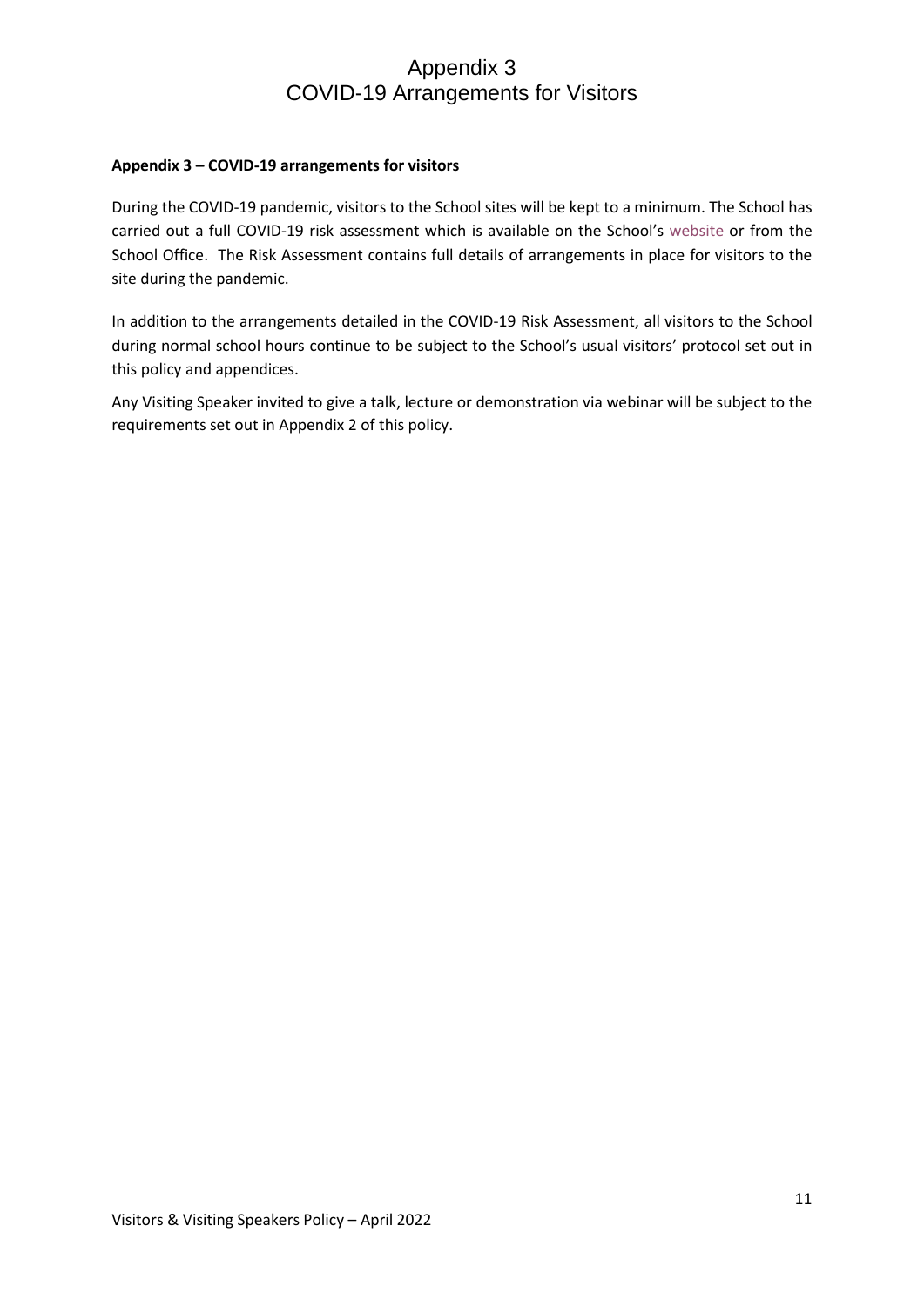# Appendix 3
# COVID-19 Arrangements for Visitors

**Appendix 3 – COVID-19 arrangements for visitors**

During the COVID-19 pandemic, visitors to the School sites will be kept to a minimum. The School has carried out a full COVID-19 risk assessment which is available on the School's website or from the School Office. The Risk Assessment contains full details of arrangements in place for visitors to the site during the pandemic.

In addition to the arrangements detailed in the COVID-19 Risk Assessment, all visitors to the School during normal school hours continue to be subject to the School's usual visitors' protocol set out in this policy and appendices.

Any Visiting Speaker invited to give a talk, lecture or demonstration via webinar will be subject to the requirements set out in Appendix 2 of this policy.